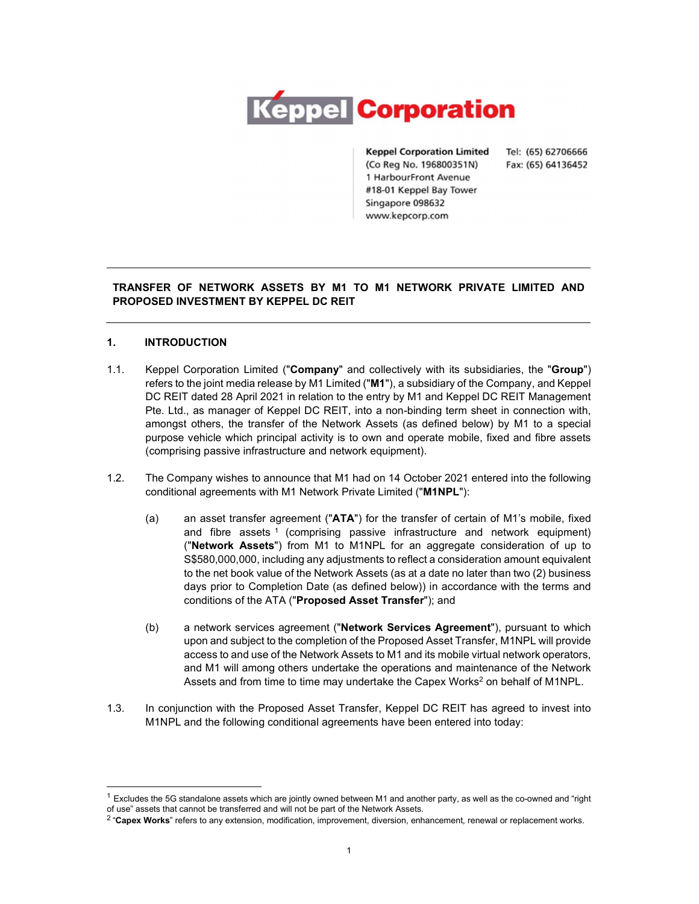Keppel Corporation

Keppel Corporation Limited
(Co Reg No. 196800351N)
1 HarbourFront Avenue
#18-01 Keppel Bay Tower
Singapore 098632
www.kepcorp.com

Tel: (65) 62706666
Fax: (65) 64136452

**TRANSFER OF NETWORK ASSETS BY M1 TO M1 NETWORK PRIVATE LIMITED AND PROPOSED INVESTMENT BY KEPPEL DC REIT**

## 1. INTRODUCTION

1.1. Keppel Corporation Limited ("**Company**" and collectively with its subsidiaries, the "**Group**") refers to the joint media release by M1 Limited ("**M1**"), a subsidiary of the Company, and Keppel DC REIT dated 28 April 2021 in relation to the entry by M1 and Keppel DC REIT Management Pte. Ltd., as manager of Keppel DC REIT, into a non-binding term sheet in connection with, amongst others, the transfer of the Network Assets (as defined below) by M1 to a special purpose vehicle which principal activity is to own and operate mobile, fixed and fibre assets (comprising passive infrastructure and network equipment).

1.2. The Company wishes to announce that M1 had on 14 October 2021 entered into the following conditional agreements with M1 Network Private Limited ("**M1NPL**"):

(a) an asset transfer agreement ("**ATA**") for the transfer of certain of M1's mobile, fixed and fibre assets [1] (comprising passive infrastructure and network equipment) ("**Network Assets**") from M1 to M1NPL for an aggregate consideration of up to S$580,000,000, including any adjustments to reflect a consideration amount equivalent to the net book value of the Network Assets (as at a date no later than two (2) business days prior to Completion Date (as defined below)) in accordance with the terms and conditions of the ATA ("**Proposed Asset Transfer**"); and

(b) a network services agreement ("**Network Services Agreement**"), pursuant to which upon and subject to the completion of the Proposed Asset Transfer, M1NPL will provide access to and use of the Network Assets to M1 and its mobile virtual network operators, and M1 will among others undertake the operations and maintenance of the Network Assets and from time to time may undertake the Capex Works[2] on behalf of M1NPL.

1.3. In conjunction with the Proposed Asset Transfer, Keppel DC REIT has agreed to invest into M1NPL and the following conditional agreements have been entered into today:

---

[1] Excludes the 5G standalone assets which are jointly owned between M1 and another party, as well as the co-owned and "right of use" assets that cannot be transferred and will not be part of the Network Assets.

[2] "**Capex Works**" refers to any extension, modification, improvement, diversion, enhancement, renewal or replacement works.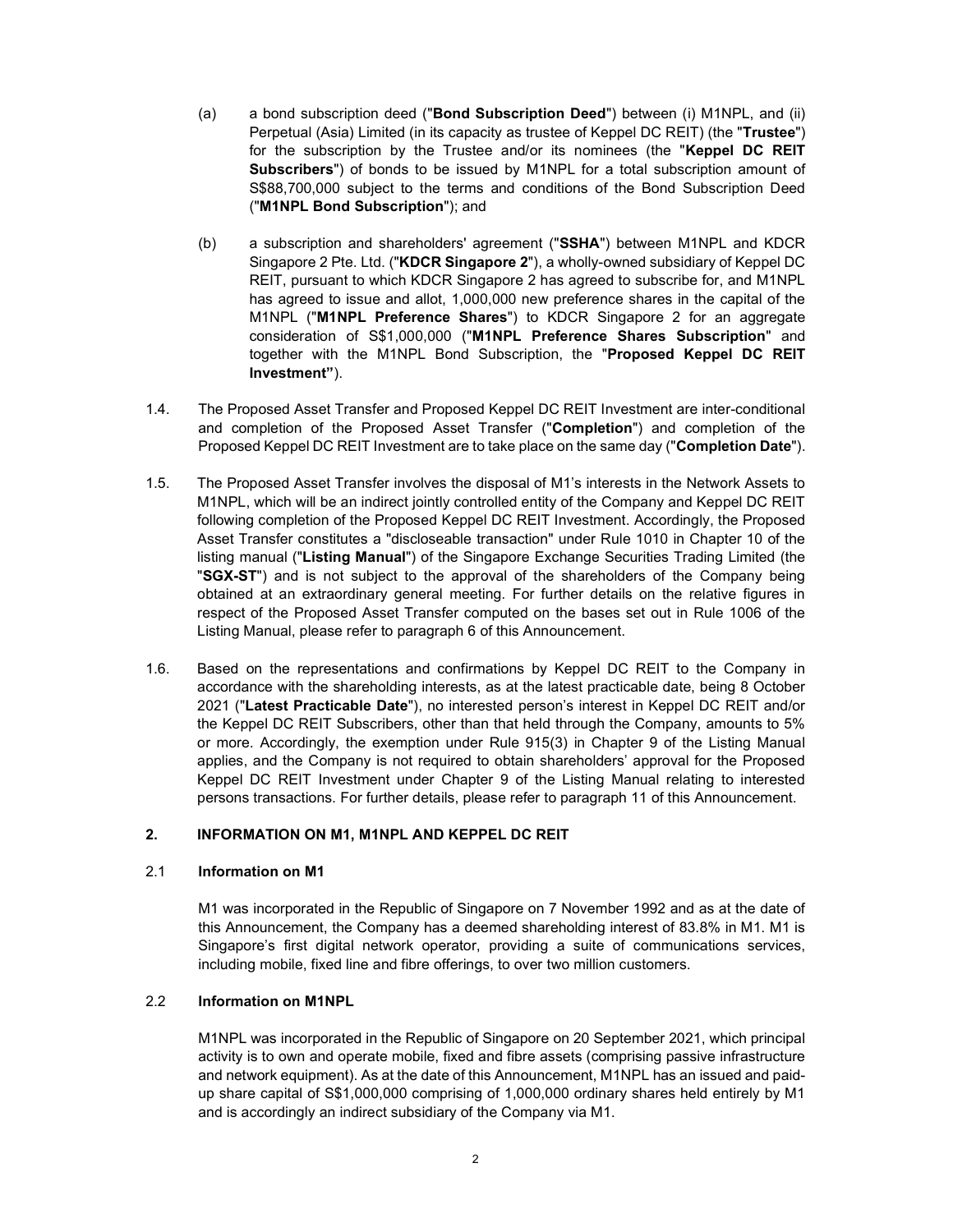(a) a bond subscription deed ("**Bond Subscription Deed**") between (i) M1NPL, and (ii) Perpetual (Asia) Limited (in its capacity as trustee of Keppel DC REIT) (the "**Trustee**") for the subscription by the Trustee and/or its nominees (the "**Keppel DC REIT Subscribers**") of bonds to be issued by M1NPL for a total subscription amount of S$88,700,000 subject to the terms and conditions of the Bond Subscription Deed ("**M1NPL Bond Subscription**"); and

(b) a subscription and shareholders' agreement ("**SSHA**") between M1NPL and KDCR Singapore 2 Pte. Ltd. ("**KDCR Singapore 2**"), a wholly-owned subsidiary of Keppel DC REIT, pursuant to which KDCR Singapore 2 has agreed to subscribe for, and M1NPL has agreed to issue and allot, 1,000,000 new preference shares in the capital of the M1NPL ("**M1NPL Preference Shares**") to KDCR Singapore 2 for an aggregate consideration of S$1,000,000 ("**M1NPL Preference Shares Subscription**" and together with the M1NPL Bond Subscription, the "**Proposed Keppel DC REIT Investment"**).

1.4. The Proposed Asset Transfer and Proposed Keppel DC REIT Investment are inter-conditional and completion of the Proposed Asset Transfer ("**Completion**") and completion of the Proposed Keppel DC REIT Investment are to take place on the same day ("**Completion Date**").

1.5. The Proposed Asset Transfer involves the disposal of M1's interests in the Network Assets to M1NPL, which will be an indirect jointly controlled entity of the Company and Keppel DC REIT following completion of the Proposed Keppel DC REIT Investment. Accordingly, the Proposed Asset Transfer constitutes a "discloseable transaction" under Rule 1010 in Chapter 10 of the listing manual ("**Listing Manual**") of the Singapore Exchange Securities Trading Limited (the "**SGX-ST**") and is not subject to the approval of the shareholders of the Company being obtained at an extraordinary general meeting. For further details on the relative figures in respect of the Proposed Asset Transfer computed on the bases set out in Rule 1006 of the Listing Manual, please refer to paragraph 6 of this Announcement.

1.6. Based on the representations and confirmations by Keppel DC REIT to the Company in accordance with the shareholding interests, as at the latest practicable date, being 8 October 2021 ("**Latest Practicable Date**"), no interested person's interest in Keppel DC REIT and/or the Keppel DC REIT Subscribers, other than that held through the Company, amounts to 5% or more. Accordingly, the exemption under Rule 915(3) in Chapter 9 of the Listing Manual applies, and the Company is not required to obtain shareholders' approval for the Proposed Keppel DC REIT Investment under Chapter 9 of the Listing Manual relating to interested persons transactions. For further details, please refer to paragraph 11 of this Announcement.

## 2. INFORMATION ON M1, M1NPL AND KEPPEL DC REIT

### 2.1 Information on M1

M1 was incorporated in the Republic of Singapore on 7 November 1992 and as at the date of this Announcement, the Company has a deemed shareholding interest of 83.8% in M1. M1 is Singapore's first digital network operator, providing a suite of communications services, including mobile, fixed line and fibre offerings, to over two million customers.

### 2.2 Information on M1NPL

M1NPL was incorporated in the Republic of Singapore on 20 September 2021, which principal activity is to own and operate mobile, fixed and fibre assets (comprising passive infrastructure and network equipment). As at the date of this Announcement, M1NPL has an issued and paid-up share capital of S$1,000,000 comprising of 1,000,000 ordinary shares held entirely by M1 and is accordingly an indirect subsidiary of the Company via M1.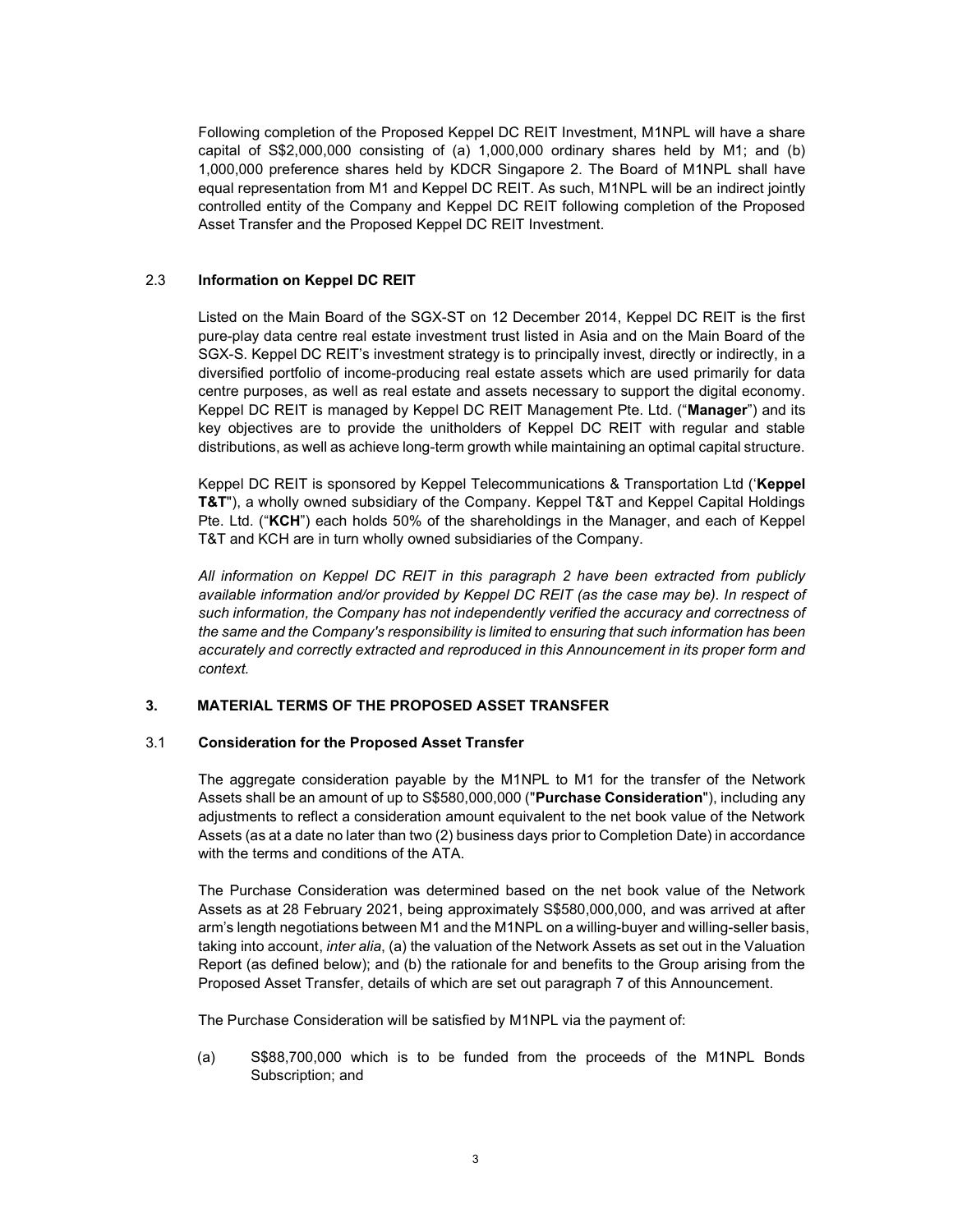Following completion of the Proposed Keppel DC REIT Investment, M1NPL will have a share capital of S$2,000,000 consisting of (a) 1,000,000 ordinary shares held by M1; and (b) 1,000,000 preference shares held by KDCR Singapore 2. The Board of M1NPL shall have equal representation from M1 and Keppel DC REIT. As such, M1NPL will be an indirect jointly controlled entity of the Company and Keppel DC REIT following completion of the Proposed Asset Transfer and the Proposed Keppel DC REIT Investment.

### 2.3 Information on Keppel DC REIT

Listed on the Main Board of the SGX-ST on 12 December 2014, Keppel DC REIT is the first pure-play data centre real estate investment trust listed in Asia and on the Main Board of the SGX-S. Keppel DC REIT's investment strategy is to principally invest, directly or indirectly, in a diversified portfolio of income-producing real estate assets which are used primarily for data centre purposes, as well as real estate and assets necessary to support the digital economy. Keppel DC REIT is managed by Keppel DC REIT Management Pte. Ltd. ("**Manager**") and its key objectives are to provide the unitholders of Keppel DC REIT with regular and stable distributions, as well as achieve long-term growth while maintaining an optimal capital structure.

Keppel DC REIT is sponsored by Keppel Telecommunications & Transportation Ltd ('**Keppel T&T**"), a wholly owned subsidiary of the Company. Keppel T&T and Keppel Capital Holdings Pte. Ltd. ("**KCH**") each holds 50% of the shareholdings in the Manager, and each of Keppel T&T and KCH are in turn wholly owned subsidiaries of the Company.

*All information on Keppel DC REIT in this paragraph 2 have been extracted from publicly available information and/or provided by Keppel DC REIT (as the case may be). In respect of such information, the Company has not independently verified the accuracy and correctness of the same and the Company's responsibility is limited to ensuring that such information has been accurately and correctly extracted and reproduced in this Announcement in its proper form and context.*

## 3. MATERIAL TERMS OF THE PROPOSED ASSET TRANSFER

### 3.1 Consideration for the Proposed Asset Transfer

The aggregate consideration payable by the M1NPL to M1 for the transfer of the Network Assets shall be an amount of up to S$580,000,000 ("**Purchase Consideration**"), including any adjustments to reflect a consideration amount equivalent to the net book value of the Network Assets (as at a date no later than two (2) business days prior to Completion Date) in accordance with the terms and conditions of the ATA.

The Purchase Consideration was determined based on the net book value of the Network Assets as at 28 February 2021, being approximately S$580,000,000, and was arrived at after arm's length negotiations between M1 and the M1NPL on a willing-buyer and willing-seller basis, taking into account, *inter alia*, (a) the valuation of the Network Assets as set out in the Valuation Report (as defined below); and (b) the rationale for and benefits to the Group arising from the Proposed Asset Transfer, details of which are set out paragraph 7 of this Announcement.

The Purchase Consideration will be satisfied by M1NPL via the payment of:

(a) S$88,700,000 which is to be funded from the proceeds of the M1NPL Bonds Subscription; and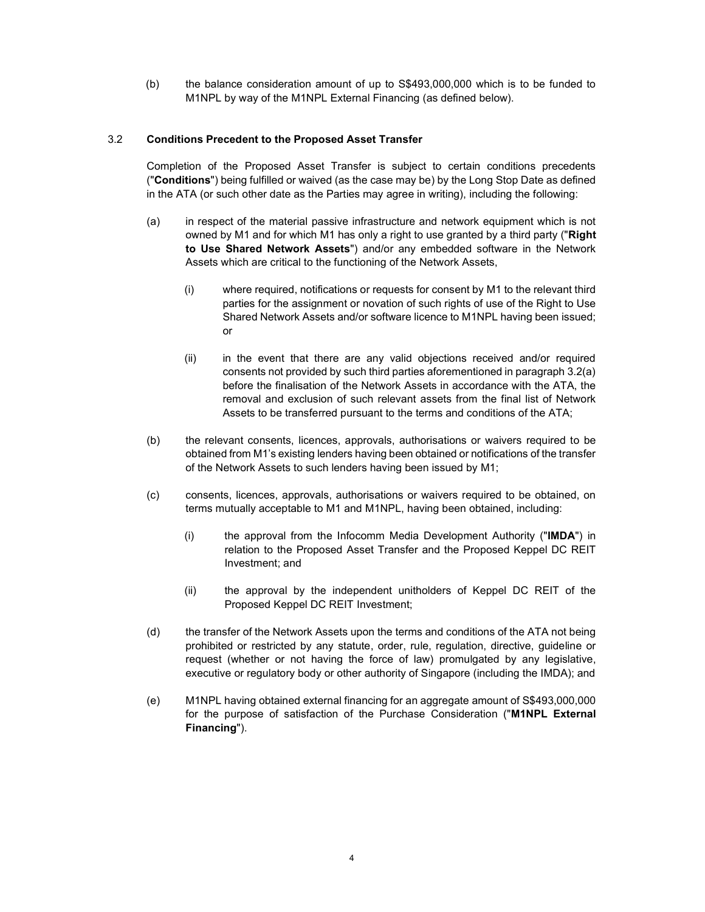(b) the balance consideration amount of up to S$493,000,000 which is to be funded to M1NPL by way of the M1NPL External Financing (as defined below).

### 3.2 Conditions Precedent to the Proposed Asset Transfer

Completion of the Proposed Asset Transfer is subject to certain conditions precedents ("**Conditions**") being fulfilled or waived (as the case may be) by the Long Stop Date as defined in the ATA (or such other date as the Parties may agree in writing), including the following:

(a) in respect of the material passive infrastructure and network equipment which is not owned by M1 and for which M1 has only a right to use granted by a third party ("**Right to Use Shared Network Assets**") and/or any embedded software in the Network Assets which are critical to the functioning of the Network Assets,

   (i) where required, notifications or requests for consent by M1 to the relevant third parties for the assignment or novation of such rights of use of the Right to Use Shared Network Assets and/or software licence to M1NPL having been issued; or

   (ii) in the event that there are any valid objections received and/or required consents not provided by such third parties aforementioned in paragraph 3.2(a) before the finalisation of the Network Assets in accordance with the ATA, the removal and exclusion of such relevant assets from the final list of Network Assets to be transferred pursuant to the terms and conditions of the ATA;

(b) the relevant consents, licences, approvals, authorisations or waivers required to be obtained from M1's existing lenders having been obtained or notifications of the transfer of the Network Assets to such lenders having been issued by M1;

(c) consents, licences, approvals, authorisations or waivers required to be obtained, on terms mutually acceptable to M1 and M1NPL, having been obtained, including:

   (i) the approval from the Infocomm Media Development Authority ("**IMDA**") in relation to the Proposed Asset Transfer and the Proposed Keppel DC REIT Investment; and

   (ii) the approval by the independent unitholders of Keppel DC REIT of the Proposed Keppel DC REIT Investment;

(d) the transfer of the Network Assets upon the terms and conditions of the ATA not being prohibited or restricted by any statute, order, rule, regulation, directive, guideline or request (whether or not having the force of law) promulgated by any legislative, executive or regulatory body or other authority of Singapore (including the IMDA); and

(e) M1NPL having obtained external financing for an aggregate amount of S$493,000,000 for the purpose of satisfaction of the Purchase Consideration ("**M1NPL External Financing**").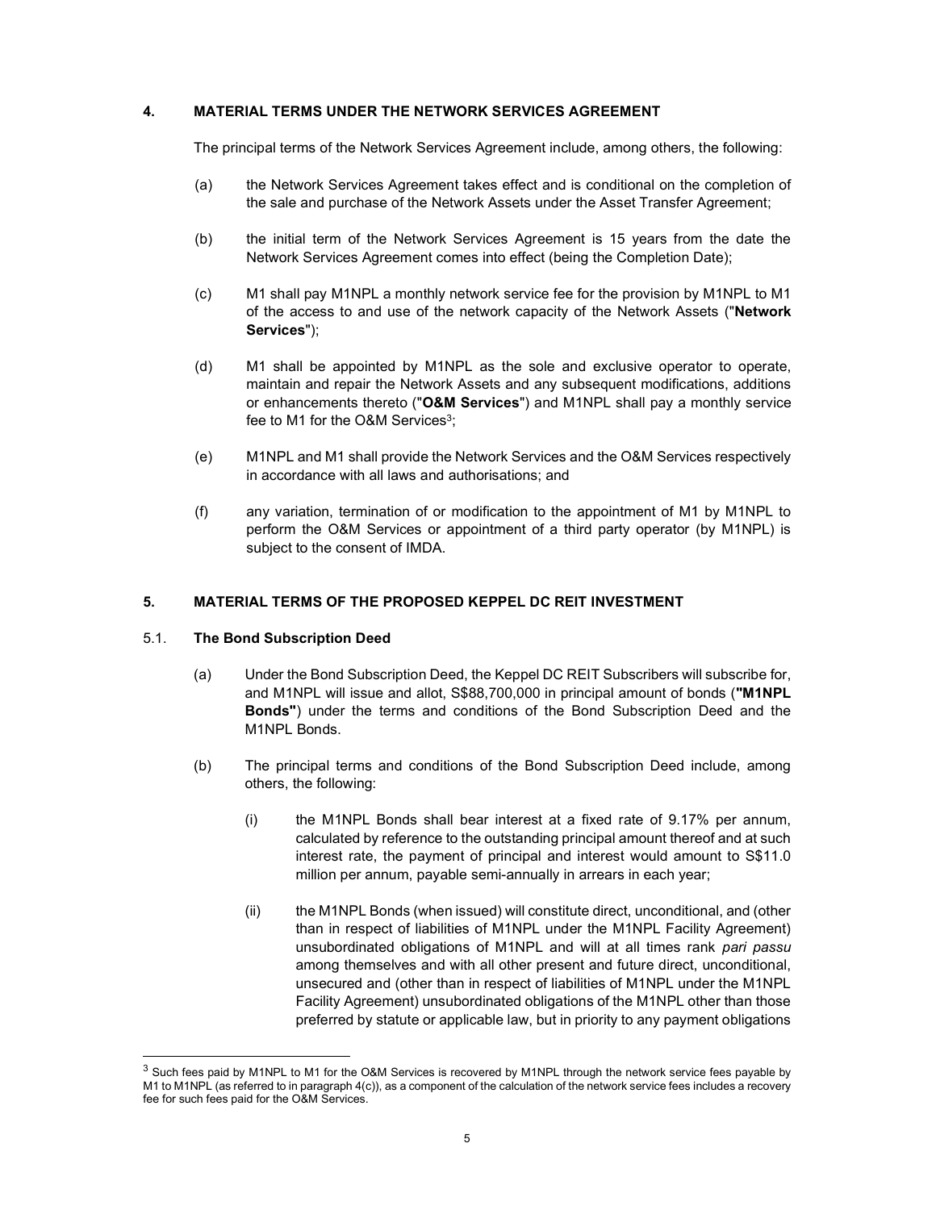## 4. MATERIAL TERMS UNDER THE NETWORK SERVICES AGREEMENT

The principal terms of the Network Services Agreement include, among others, the following:

(a) the Network Services Agreement takes effect and is conditional on the completion of the sale and purchase of the Network Assets under the Asset Transfer Agreement;

(b) the initial term of the Network Services Agreement is 15 years from the date the Network Services Agreement comes into effect (being the Completion Date);

(c) M1 shall pay M1NPL a monthly network service fee for the provision by M1NPL to M1 of the access to and use of the network capacity of the Network Assets ("**Network Services**");

(d) M1 shall be appointed by M1NPL as the sole and exclusive operator to operate, maintain and repair the Network Assets and any subsequent modifications, additions or enhancements thereto ("**O&M Services**") and M1NPL shall pay a monthly service fee to M1 for the O&M Services[3];

(e) M1NPL and M1 shall provide the Network Services and the O&M Services respectively in accordance with all laws and authorisations; and

(f) any variation, termination of or modification to the appointment of M1 by M1NPL to perform the O&M Services or appointment of a third party operator (by M1NPL) is subject to the consent of IMDA.

## 5. MATERIAL TERMS OF THE PROPOSED KEPPEL DC REIT INVESTMENT

### 5.1. The Bond Subscription Deed

(a) Under the Bond Subscription Deed, the Keppel DC REIT Subscribers will subscribe for, and M1NPL will issue and allot, S$88,700,000 in principal amount of bonds (**"M1NPL Bonds"**) under the terms and conditions of the Bond Subscription Deed and the M1NPL Bonds.

(b) The principal terms and conditions of the Bond Subscription Deed include, among others, the following:

(i) the M1NPL Bonds shall bear interest at a fixed rate of 9.17% per annum, calculated by reference to the outstanding principal amount thereof and at such interest rate, the payment of principal and interest would amount to S$11.0 million per annum, payable semi-annually in arrears in each year;

(ii) the M1NPL Bonds (when issued) will constitute direct, unconditional, and (other than in respect of liabilities of M1NPL under the M1NPL Facility Agreement) unsubordinated obligations of M1NPL and will at all times rank *pari passu* among themselves and with all other present and future direct, unconditional, unsecured and (other than in respect of liabilities of M1NPL under the M1NPL Facility Agreement) unsubordinated obligations of the M1NPL other than those preferred by statute or applicable law, but in priority to any payment obligations

---

[3] Such fees paid by M1NPL to M1 for the O&M Services is recovered by M1NPL through the network service fees payable by M1 to M1NPL (as referred to in paragraph 4(c)), as a component of the calculation of the network service fees includes a recovery fee for such fees paid for the O&M Services.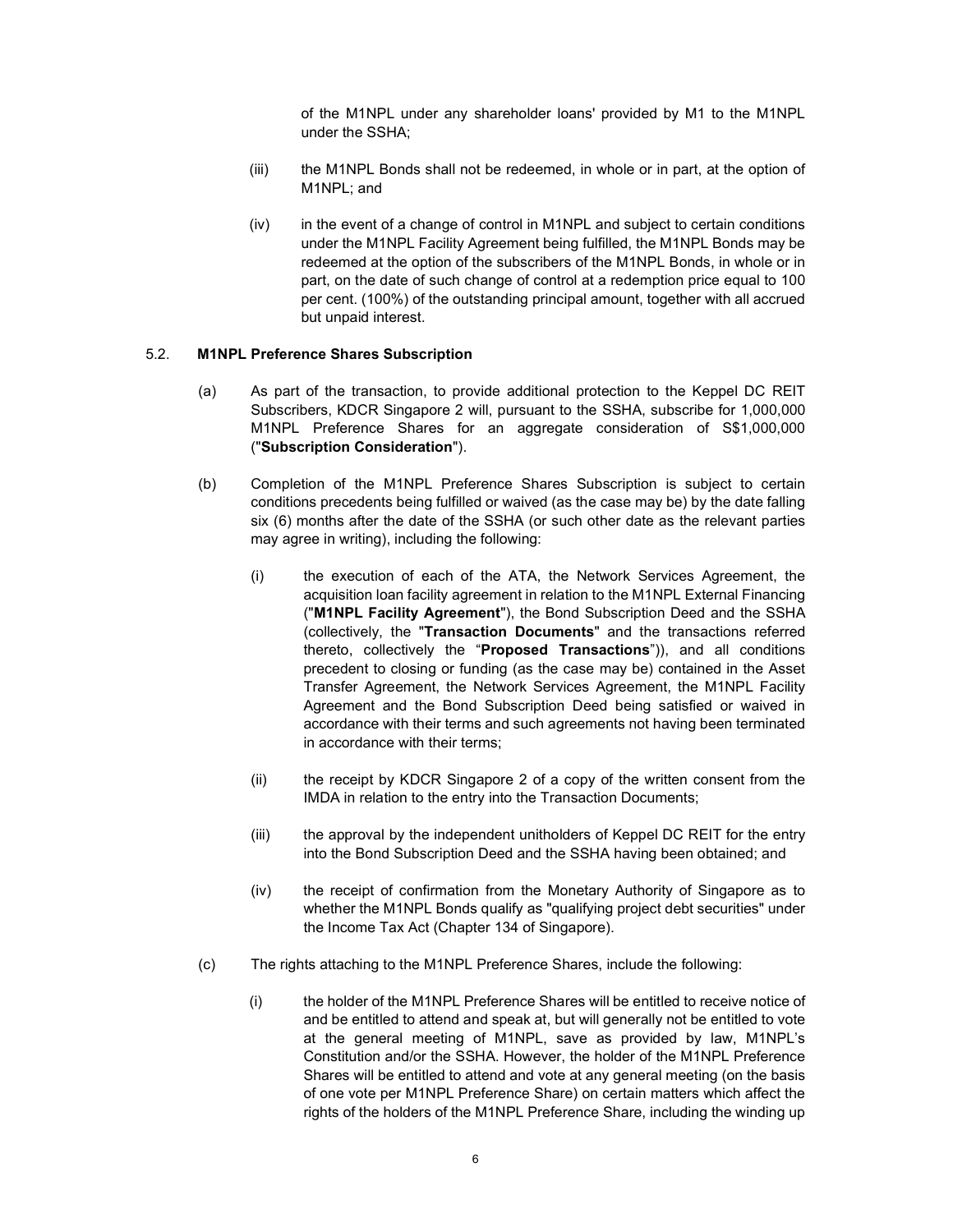of the M1NPL under any shareholder loans' provided by M1 to the M1NPL under the SSHA;

(iii) the M1NPL Bonds shall not be redeemed, in whole or in part, at the option of M1NPL; and

(iv) in the event of a change of control in M1NPL and subject to certain conditions under the M1NPL Facility Agreement being fulfilled, the M1NPL Bonds may be redeemed at the option of the subscribers of the M1NPL Bonds, in whole or in part, on the date of such change of control at a redemption price equal to 100 per cent. (100%) of the outstanding principal amount, together with all accrued but unpaid interest.

5.2. **M1NPL Preference Shares Subscription**

(a) As part of the transaction, to provide additional protection to the Keppel DC REIT Subscribers, KDCR Singapore 2 will, pursuant to the SSHA, subscribe for 1,000,000 M1NPL Preference Shares for an aggregate consideration of S$1,000,000 ("**Subscription Consideration**").

(b) Completion of the M1NPL Preference Shares Subscription is subject to certain conditions precedents being fulfilled or waived (as the case may be) by the date falling six (6) months after the date of the SSHA (or such other date as the relevant parties may agree in writing), including the following:

(i) the execution of each of the ATA, the Network Services Agreement, the acquisition loan facility agreement in relation to the M1NPL External Financing ("**M1NPL Facility Agreement**"), the Bond Subscription Deed and the SSHA (collectively, the "**Transaction Documents**" and the transactions referred thereto, collectively the "**Proposed Transactions**")), and all conditions precedent to closing or funding (as the case may be) contained in the Asset Transfer Agreement, the Network Services Agreement, the M1NPL Facility Agreement and the Bond Subscription Deed being satisfied or waived in accordance with their terms and such agreements not having been terminated in accordance with their terms;

(ii) the receipt by KDCR Singapore 2 of a copy of the written consent from the IMDA in relation to the entry into the Transaction Documents;

(iii) the approval by the independent unitholders of Keppel DC REIT for the entry into the Bond Subscription Deed and the SSHA having been obtained; and

(iv) the receipt of confirmation from the Monetary Authority of Singapore as to whether the M1NPL Bonds qualify as "qualifying project debt securities" under the Income Tax Act (Chapter 134 of Singapore).

(c) The rights attaching to the M1NPL Preference Shares, include the following:

(i) the holder of the M1NPL Preference Shares will be entitled to receive notice of and be entitled to attend and speak at, but will generally not be entitled to vote at the general meeting of M1NPL, save as provided by law, M1NPL's Constitution and/or the SSHA. However, the holder of the M1NPL Preference Shares will be entitled to attend and vote at any general meeting (on the basis of one vote per M1NPL Preference Share) on certain matters which affect the rights of the holders of the M1NPL Preference Share, including the winding up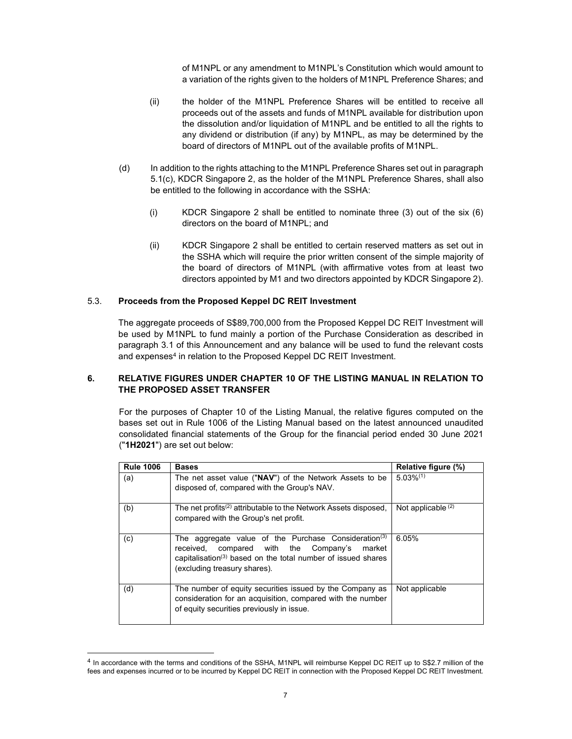of M1NPL or any amendment to M1NPL's Constitution which would amount to a variation of the rights given to the holders of M1NPL Preference Shares; and

(ii) the holder of the M1NPL Preference Shares will be entitled to receive all proceeds out of the assets and funds of M1NPL available for distribution upon the dissolution and/or liquidation of M1NPL and be entitled to all the rights to any dividend or distribution (if any) by M1NPL, as may be determined by the board of directors of M1NPL out of the available profits of M1NPL.

(d) In addition to the rights attaching to the M1NPL Preference Shares set out in paragraph 5.1(c), KDCR Singapore 2, as the holder of the M1NPL Preference Shares, shall also be entitled to the following in accordance with the SSHA:

(i) KDCR Singapore 2 shall be entitled to nominate three (3) out of the six (6) directors on the board of M1NPL; and

(ii) KDCR Singapore 2 shall be entitled to certain reserved matters as set out in the SSHA which will require the prior written consent of the simple majority of the board of directors of M1NPL (with affirmative votes from at least two directors appointed by M1 and two directors appointed by KDCR Singapore 2).

### 5.3. Proceeds from the Proposed Keppel DC REIT Investment

The aggregate proceeds of S$89,700,000 from the Proposed Keppel DC REIT Investment will be used by M1NPL to fund mainly a portion of the Purchase Consideration as described in paragraph 3.1 of this Announcement and any balance will be used to fund the relevant costs and expenses[4] in relation to the Proposed Keppel DC REIT Investment.

## 6. RELATIVE FIGURES UNDER CHAPTER 10 OF THE LISTING MANUAL IN RELATION TO THE PROPOSED ASSET TRANSFER

For the purposes of Chapter 10 of the Listing Manual, the relative figures computed on the bases set out in Rule 1006 of the Listing Manual based on the latest announced unaudited consolidated financial statements of the Group for the financial period ended 30 June 2021 ("**1H2021**") are set out below:

| Rule 1006 | Bases | Relative figure (%) |
|---|---|---|
| (a) | The net asset value ("**NAV**") of the Network Assets to be disposed of, compared with the Group's NAV. | 5.03%[(1)] |
| (b) | The net profits[(2)] attributable to the Network Assets disposed, compared with the Group's net profit. | Not applicable [(2)] |
| (c) | The aggregate value of the Purchase Consideration[(3)] received, compared with the Company's market capitalisation[(3)] based on the total number of issued shares (excluding treasury shares). | 6.05% |
| (d) | The number of equity securities issued by the Company as consideration for an acquisition, compared with the number of equity securities previously in issue. | Not applicable |

[4] In accordance with the terms and conditions of the SSHA, M1NPL will reimburse Keppel DC REIT up to S$2.7 million of the fees and expenses incurred or to be incurred by Keppel DC REIT in connection with the Proposed Keppel DC REIT Investment.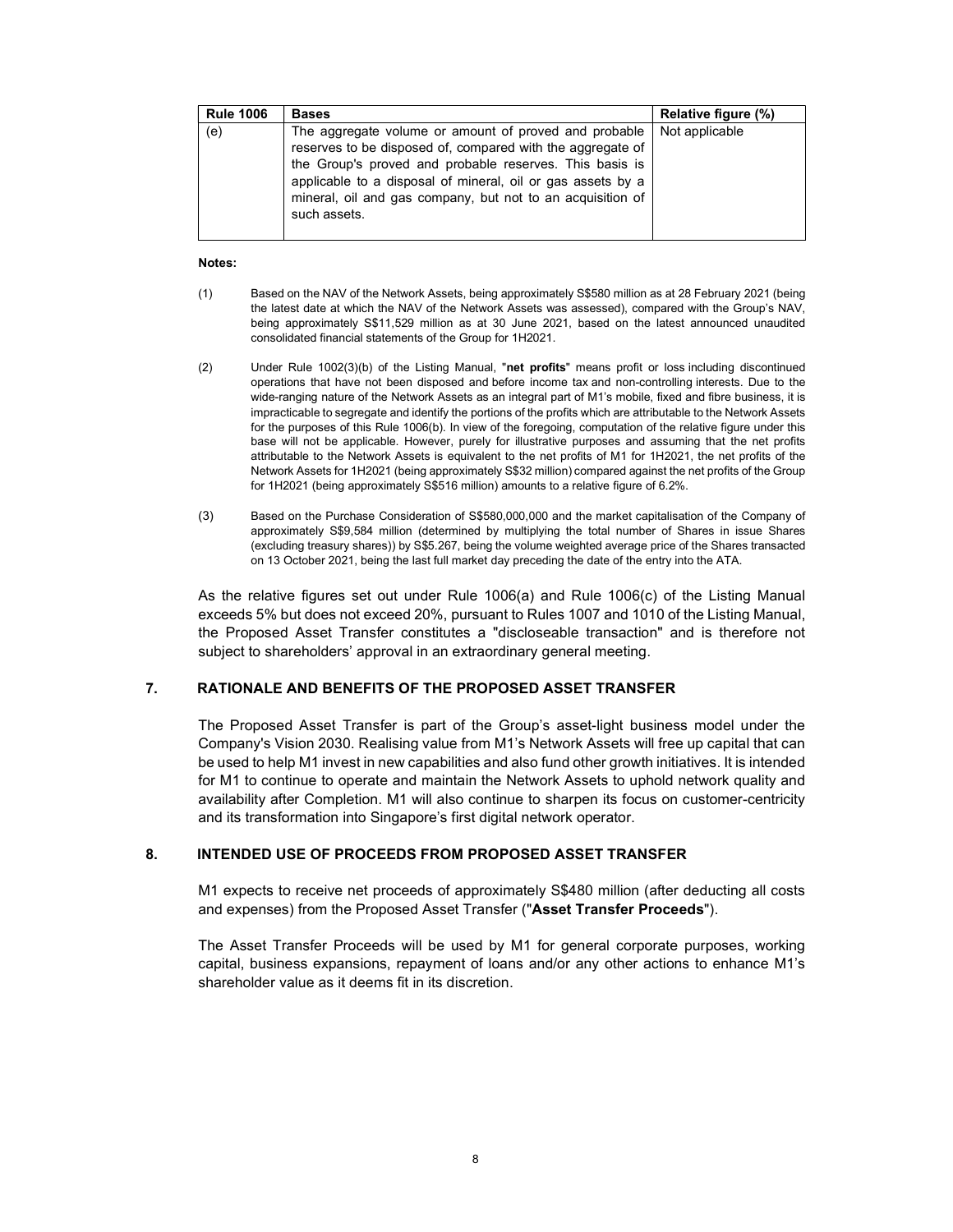| Rule 1006 | Bases | Relative figure (%) |
|---|---|---|
| (e) | The aggregate volume or amount of proved and probable reserves to be disposed of, compared with the aggregate of the Group's proved and probable reserves. This basis is applicable to a disposal of mineral, oil or gas assets by a mineral, oil and gas company, but not to an acquisition of such assets. | Not applicable |

**Notes:**

(1) Based on the NAV of the Network Assets, being approximately S$580 million as at 28 February 2021 (being the latest date at which the NAV of the Network Assets was assessed), compared with the Group's NAV, being approximately S$11,529 million as at 30 June 2021, based on the latest announced unaudited consolidated financial statements of the Group for 1H2021.

(2) Under Rule 1002(3)(b) of the Listing Manual, "**net profits**" means profit or loss including discontinued operations that have not been disposed and before income tax and non-controlling interests. Due to the wide-ranging nature of the Network Assets as an integral part of M1's mobile, fixed and fibre business, it is impracticable to segregate and identify the portions of the profits which are attributable to the Network Assets for the purposes of this Rule 1006(b). In view of the foregoing, computation of the relative figure under this base will not be applicable. However, purely for illustrative purposes and assuming that the net profits attributable to the Network Assets is equivalent to the net profits of M1 for 1H2021, the net profits of the Network Assets for 1H2021 (being approximately S$32 million) compared against the net profits of the Group for 1H2021 (being approximately S$516 million) amounts to a relative figure of 6.2%.

(3) Based on the Purchase Consideration of S$580,000,000 and the market capitalisation of the Company of approximately S$9,584 million (determined by multiplying the total number of Shares in issue Shares (excluding treasury shares)) by S$5.267, being the volume weighted average price of the Shares transacted on 13 October 2021, being the last full market day preceding the date of the entry into the ATA.

As the relative figures set out under Rule 1006(a) and Rule 1006(c) of the Listing Manual exceeds 5% but does not exceed 20%, pursuant to Rules 1007 and 1010 of the Listing Manual, the Proposed Asset Transfer constitutes a "discloseable transaction" and is therefore not subject to shareholders' approval in an extraordinary general meeting.

## 7. RATIONALE AND BENEFITS OF THE PROPOSED ASSET TRANSFER

The Proposed Asset Transfer is part of the Group's asset-light business model under the Company's Vision 2030. Realising value from M1's Network Assets will free up capital that can be used to help M1 invest in new capabilities and also fund other growth initiatives. It is intended for M1 to continue to operate and maintain the Network Assets to uphold network quality and availability after Completion. M1 will also continue to sharpen its focus on customer-centricity and its transformation into Singapore's first digital network operator.

## 8. INTENDED USE OF PROCEEDS FROM PROPOSED ASSET TRANSFER

M1 expects to receive net proceeds of approximately S$480 million (after deducting all costs and expenses) from the Proposed Asset Transfer ("**Asset Transfer Proceeds**").

The Asset Transfer Proceeds will be used by M1 for general corporate purposes, working capital, business expansions, repayment of loans and/or any other actions to enhance M1's shareholder value as it deems fit in its discretion.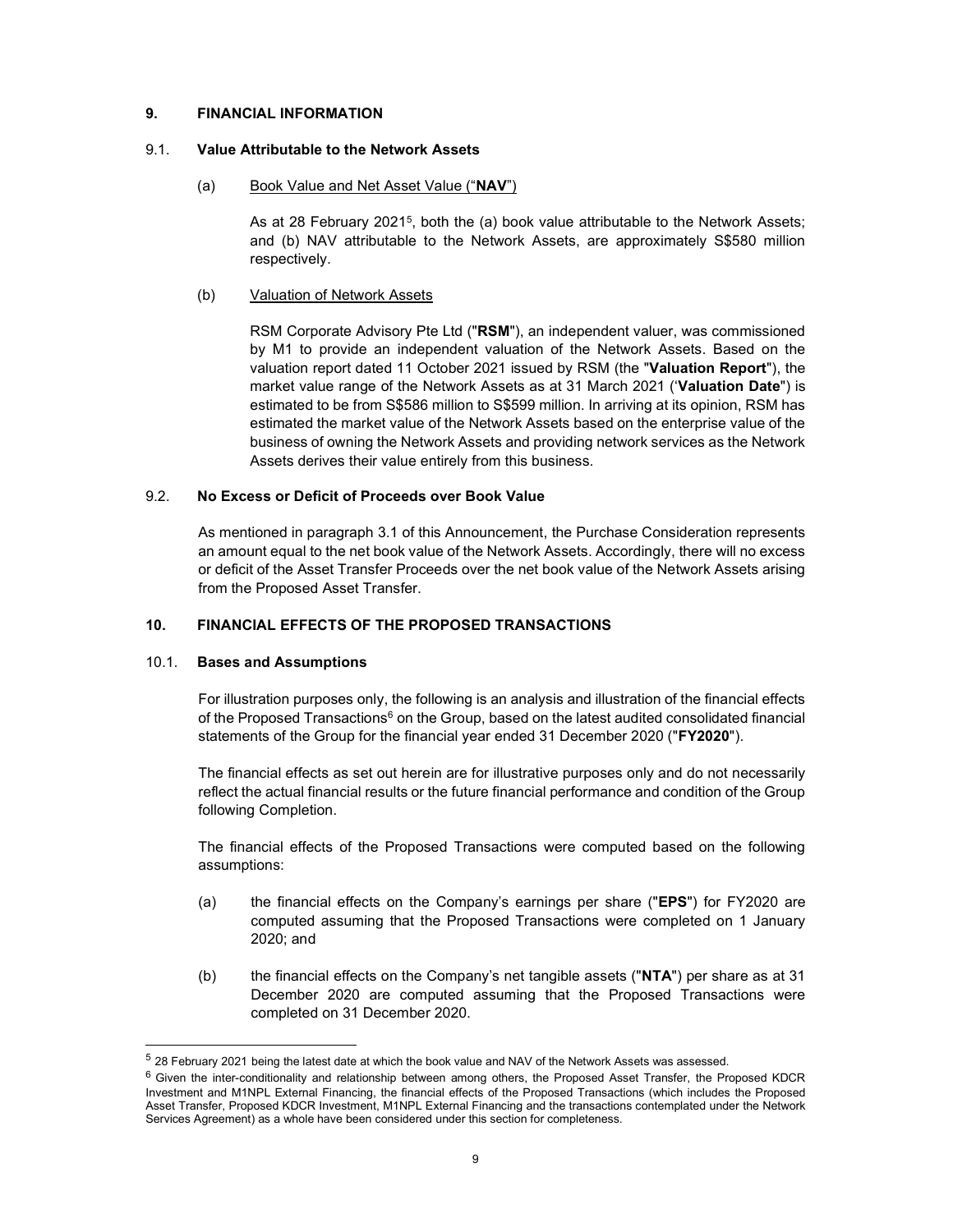## 9. FINANCIAL INFORMATION

### 9.1. Value Attributable to the Network Assets

(a) Book Value and Net Asset Value ("**NAV**")

As at 28 February 2021[5], both the (a) book value attributable to the Network Assets; and (b) NAV attributable to the Network Assets, are approximately S$580 million respectively.

(b) Valuation of Network Assets

RSM Corporate Advisory Pte Ltd ("**RSM**"), an independent valuer, was commissioned by M1 to provide an independent valuation of the Network Assets. Based on the valuation report dated 11 October 2021 issued by RSM (the "**Valuation Report**"), the market value range of the Network Assets as at 31 March 2021 ('**Valuation Date**") is estimated to be from S$586 million to S$599 million. In arriving at its opinion, RSM has estimated the market value of the Network Assets based on the enterprise value of the business of owning the Network Assets and providing network services as the Network Assets derives their value entirely from this business.

### 9.2. No Excess or Deficit of Proceeds over Book Value

As mentioned in paragraph 3.1 of this Announcement, the Purchase Consideration represents an amount equal to the net book value of the Network Assets. Accordingly, there will no excess or deficit of the Asset Transfer Proceeds over the net book value of the Network Assets arising from the Proposed Asset Transfer.

## 10. FINANCIAL EFFECTS OF THE PROPOSED TRANSACTIONS

### 10.1. Bases and Assumptions

For illustration purposes only, the following is an analysis and illustration of the financial effects of the Proposed Transactions[6] on the Group, based on the latest audited consolidated financial statements of the Group for the financial year ended 31 December 2020 ("**FY2020**").

The financial effects as set out herein are for illustrative purposes only and do not necessarily reflect the actual financial results or the future financial performance and condition of the Group following Completion.

The financial effects of the Proposed Transactions were computed based on the following assumptions:

(a) the financial effects on the Company's earnings per share ("**EPS**") for FY2020 are computed assuming that the Proposed Transactions were completed on 1 January 2020; and

(b) the financial effects on the Company's net tangible assets ("**NTA**") per share as at 31 December 2020 are computed assuming that the Proposed Transactions were completed on 31 December 2020.

---

[5] 28 February 2021 being the latest date at which the book value and NAV of the Network Assets was assessed.

[6] Given the inter-conditionality and relationship between among others, the Proposed Asset Transfer, the Proposed KDCR Investment and M1NPL External Financing, the financial effects of the Proposed Transactions (which includes the Proposed Asset Transfer, Proposed KDCR Investment, M1NPL External Financing and the transactions contemplated under the Network Services Agreement) as a whole have been considered under this section for completeness.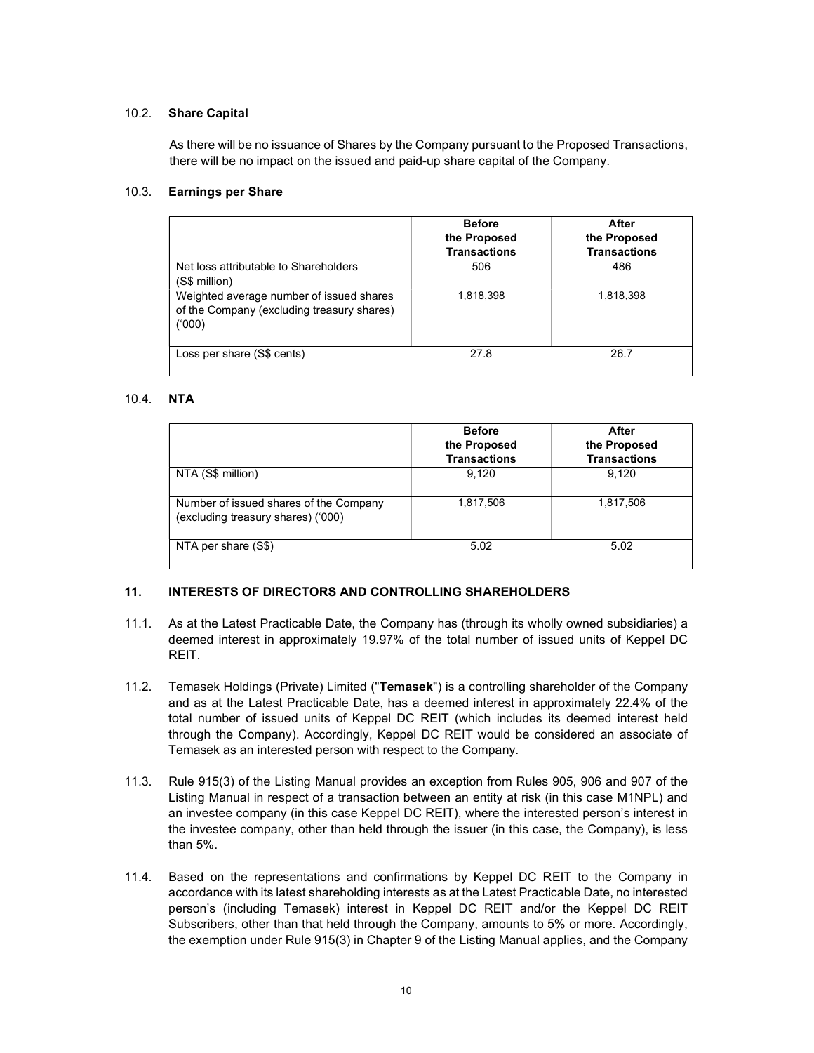### 10.2. Share Capital

As there will be no issuance of Shares by the Company pursuant to the Proposed Transactions, there will be no impact on the issued and paid-up share capital of the Company.

### 10.3. Earnings per Share

| | **Before the Proposed Transactions** | **After the Proposed Transactions** |
|---|---|---|
| Net loss attributable to Shareholders (S$ million) | 506 | 486 |
| Weighted average number of issued shares of the Company (excluding treasury shares) ('000) | 1,818,398 | 1,818,398 |
| Loss per share (S$ cents) | 27.8 | 26.7 |

### 10.4. NTA

| | **Before the Proposed Transactions** | **After the Proposed Transactions** |
|---|---|---|
| NTA (S$ million) | 9,120 | 9,120 |
| Number of issued shares of the Company (excluding treasury shares) ('000) | 1,817,506 | 1,817,506 |
| NTA per share (S$) | 5.02 | 5.02 |

## 11. INTERESTS OF DIRECTORS AND CONTROLLING SHAREHOLDERS

11.1. As at the Latest Practicable Date, the Company has (through its wholly owned subsidiaries) a deemed interest in approximately 19.97% of the total number of issued units of Keppel DC REIT.

11.2. Temasek Holdings (Private) Limited ("**Temasek**") is a controlling shareholder of the Company and as at the Latest Practicable Date, has a deemed interest in approximately 22.4% of the total number of issued units of Keppel DC REIT (which includes its deemed interest held through the Company). Accordingly, Keppel DC REIT would be considered an associate of Temasek as an interested person with respect to the Company.

11.3. Rule 915(3) of the Listing Manual provides an exception from Rules 905, 906 and 907 of the Listing Manual in respect of a transaction between an entity at risk (in this case M1NPL) and an investee company (in this case Keppel DC REIT), where the interested person's interest in the investee company, other than held through the issuer (in this case, the Company), is less than 5%.

11.4. Based on the representations and confirmations by Keppel DC REIT to the Company in accordance with its latest shareholding interests as at the Latest Practicable Date, no interested person's (including Temasek) interest in Keppel DC REIT and/or the Keppel DC REIT Subscribers, other than that held through the Company, amounts to 5% or more. Accordingly, the exemption under Rule 915(3) in Chapter 9 of the Listing Manual applies, and the Company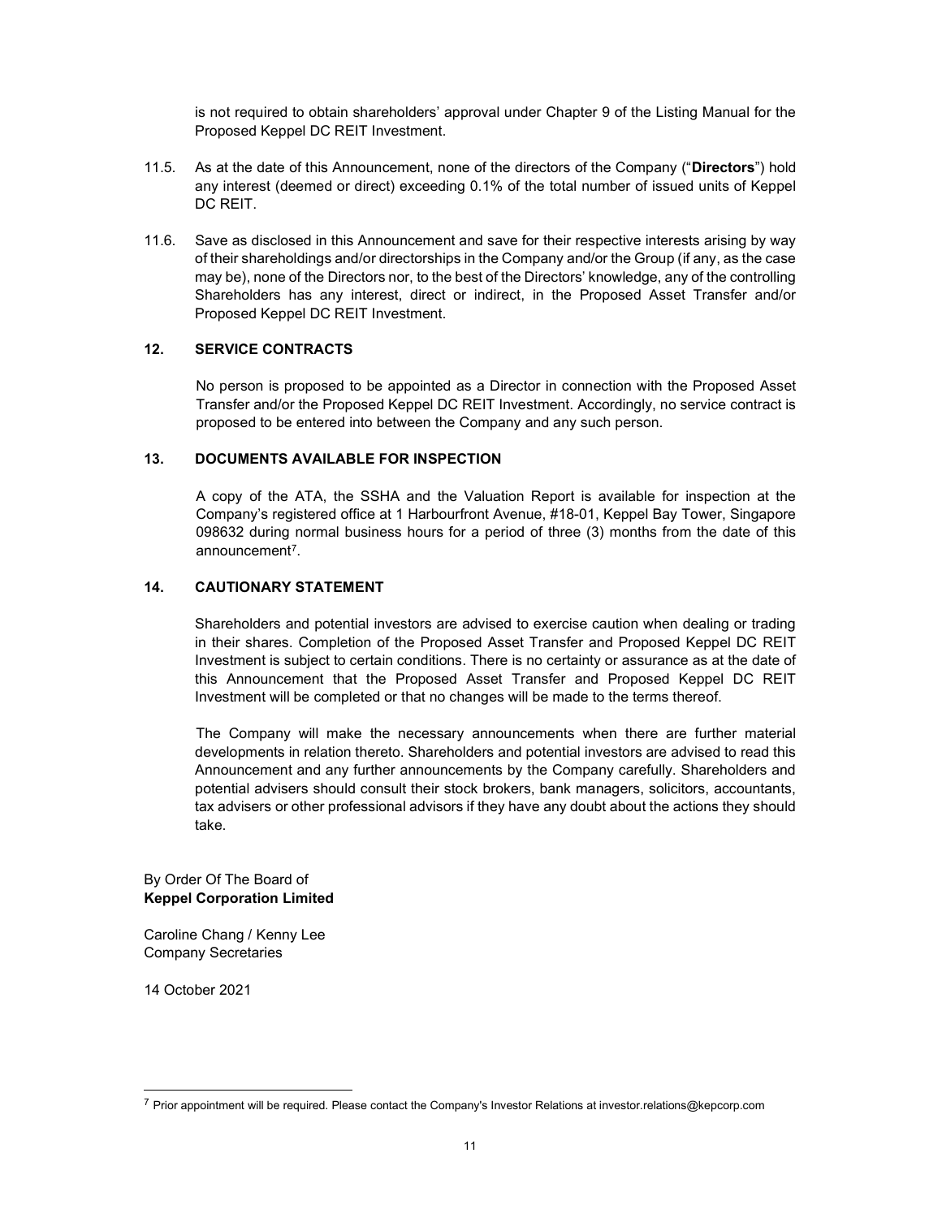is not required to obtain shareholders' approval under Chapter 9 of the Listing Manual for the Proposed Keppel DC REIT Investment.

11.5. As at the date of this Announcement, none of the directors of the Company ("**Directors**") hold any interest (deemed or direct) exceeding 0.1% of the total number of issued units of Keppel DC REIT.

11.6. Save as disclosed in this Announcement and save for their respective interests arising by way of their shareholdings and/or directorships in the Company and/or the Group (if any, as the case may be), none of the Directors nor, to the best of the Directors' knowledge, any of the controlling Shareholders has any interest, direct or indirect, in the Proposed Asset Transfer and/or Proposed Keppel DC REIT Investment.

## 12. SERVICE CONTRACTS

No person is proposed to be appointed as a Director in connection with the Proposed Asset Transfer and/or the Proposed Keppel DC REIT Investment. Accordingly, no service contract is proposed to be entered into between the Company and any such person.

## 13. DOCUMENTS AVAILABLE FOR INSPECTION

A copy of the ATA, the SSHA and the Valuation Report is available for inspection at the Company's registered office at 1 Harbourfront Avenue, #18-01, Keppel Bay Tower, Singapore 098632 during normal business hours for a period of three (3) months from the date of this announcement[7].

## 14. CAUTIONARY STATEMENT

Shareholders and potential investors are advised to exercise caution when dealing or trading in their shares. Completion of the Proposed Asset Transfer and Proposed Keppel DC REIT Investment is subject to certain conditions. There is no certainty or assurance as at the date of this Announcement that the Proposed Asset Transfer and Proposed Keppel DC REIT Investment will be completed or that no changes will be made to the terms thereof.

The Company will make the necessary announcements when there are further material developments in relation thereto. Shareholders and potential investors are advised to read this Announcement and any further announcements by the Company carefully. Shareholders and potential advisers should consult their stock brokers, bank managers, solicitors, accountants, tax advisers or other professional advisors if they have any doubt about the actions they should take.

By Order Of The Board of
**Keppel Corporation Limited**

Caroline Chang / Kenny Lee
Company Secretaries

14 October 2021

---

[7] Prior appointment will be required. Please contact the Company's Investor Relations at investor.relations@kepcorp.com